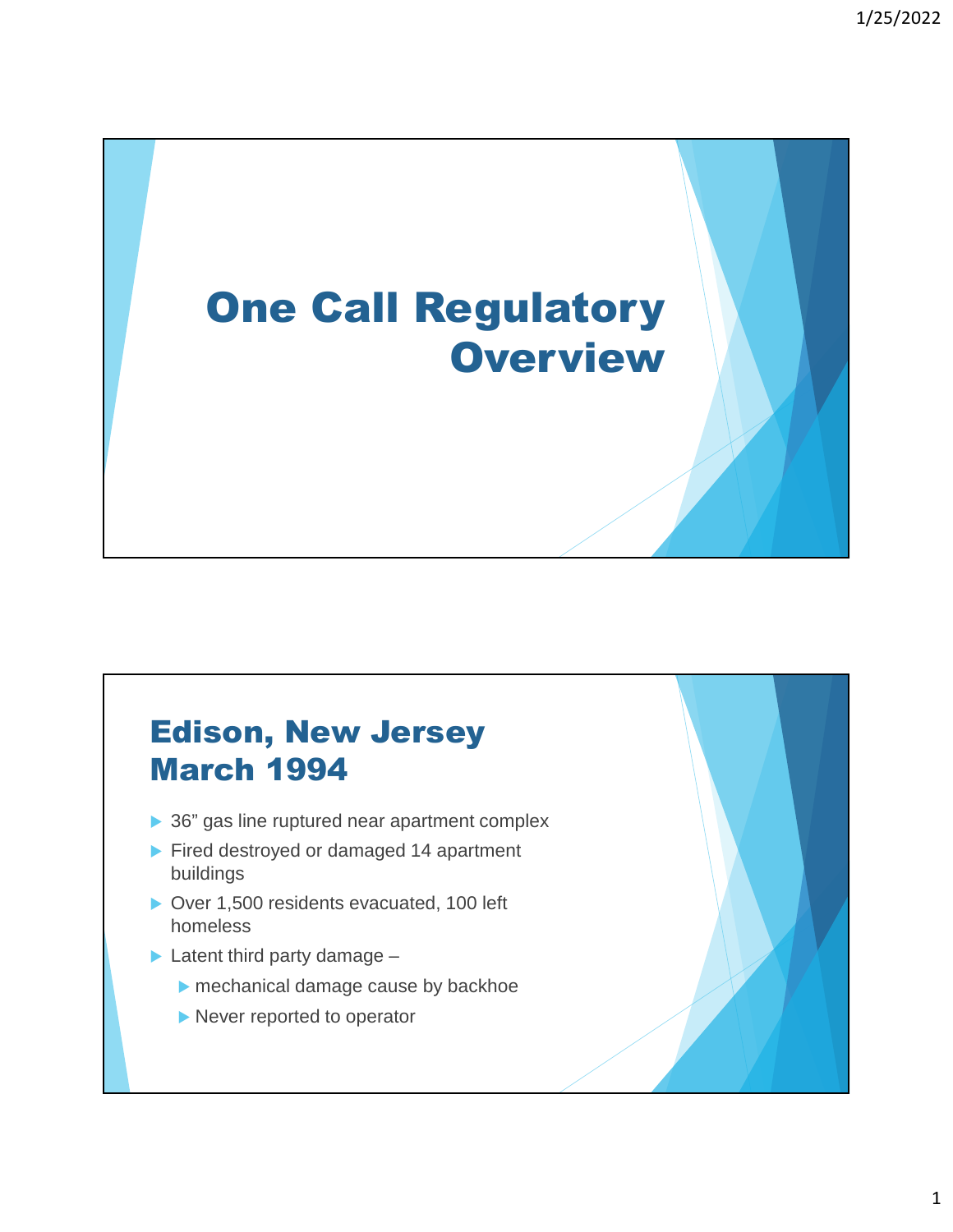# One Call Regulatory Overview

## Edison, New Jersey March 1994

- 36" gas line ruptured near apartment complex
- Fired destroyed or damaged 14 apartment buildings
- Over 1,500 residents evacuated, 100 left homeless
- Latent third party damage –
  - mechanical damage cause by backhoe
  - Never reported to operator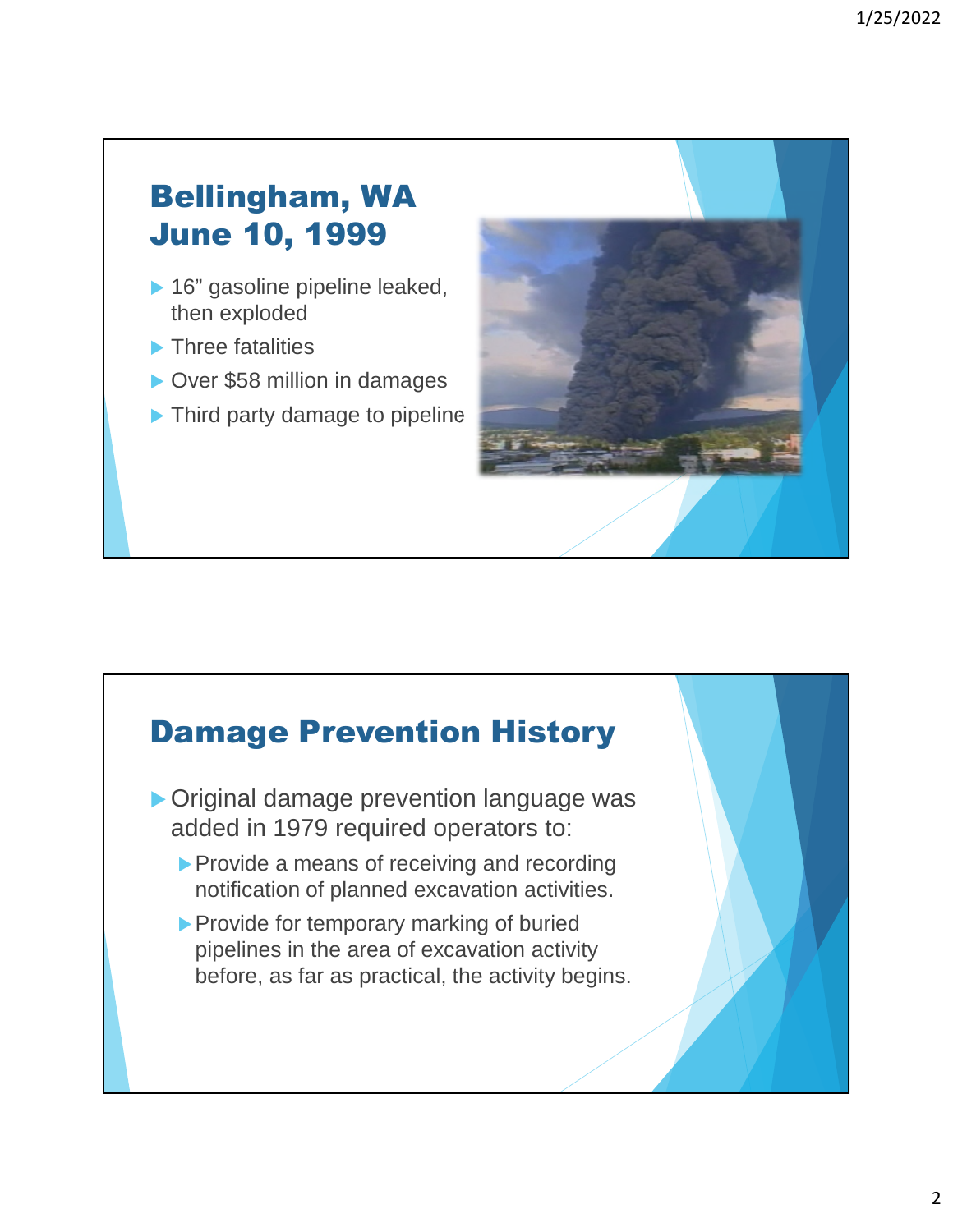## Bellingham, WA
## June 10, 1999

- 16" gasoline pipeline leaked, then exploded
- Three fatalities
- Over $58 million in damages
- Third party damage to pipeline

## Damage Prevention History

- Original damage prevention language was added in 1979 required operators to:
  - Provide a means of receiving and recording notification of planned excavation activities.
  - Provide for temporary marking of buried pipelines in the area of excavation activity before, as far as practical, the activity begins.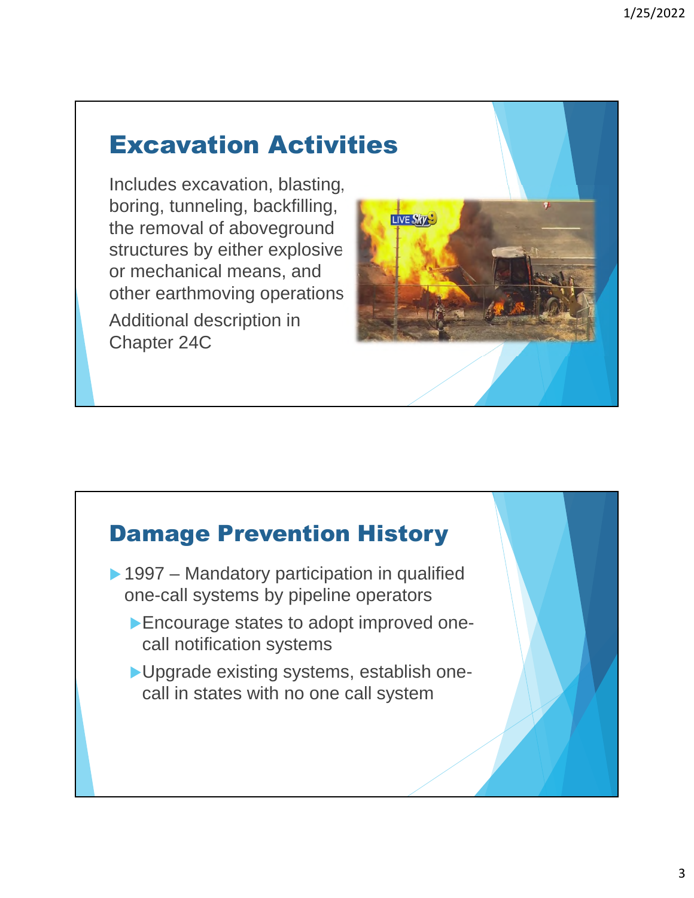## Excavation Activities

Includes excavation, blasting, boring, tunneling, backfilling, the removal of aboveground structures by either explosive or mechanical means, and other earthmoving operations

Additional description in Chapter 24C

## Damage Prevention History

- 1997 – Mandatory participation in qualified one-call systems by pipeline operators
  - Encourage states to adopt improved one-call notification systems
  - Upgrade existing systems, establish one-call in states with no one call system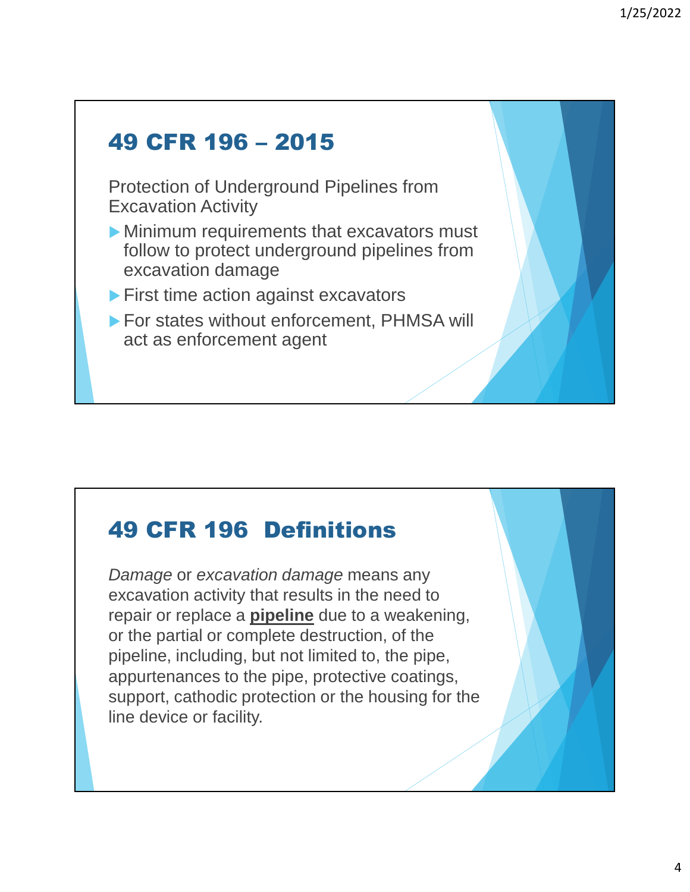## 49 CFR 196 – 2015

Protection of Underground Pipelines from Excavation Activity

- Minimum requirements that excavators must follow to protect underground pipelines from excavation damage
- First time action against excavators
- For states without enforcement, PHMSA will act as enforcement agent

## 49 CFR 196 Definitions

*Damage* or *excavation damage* means any excavation activity that results in the need to repair or replace a **pipeline** due to a weakening, or the partial or complete destruction, of the pipeline, including, but not limited to, the pipe, appurtenances to the pipe, protective coatings, support, cathodic protection or the housing for the line device or facility.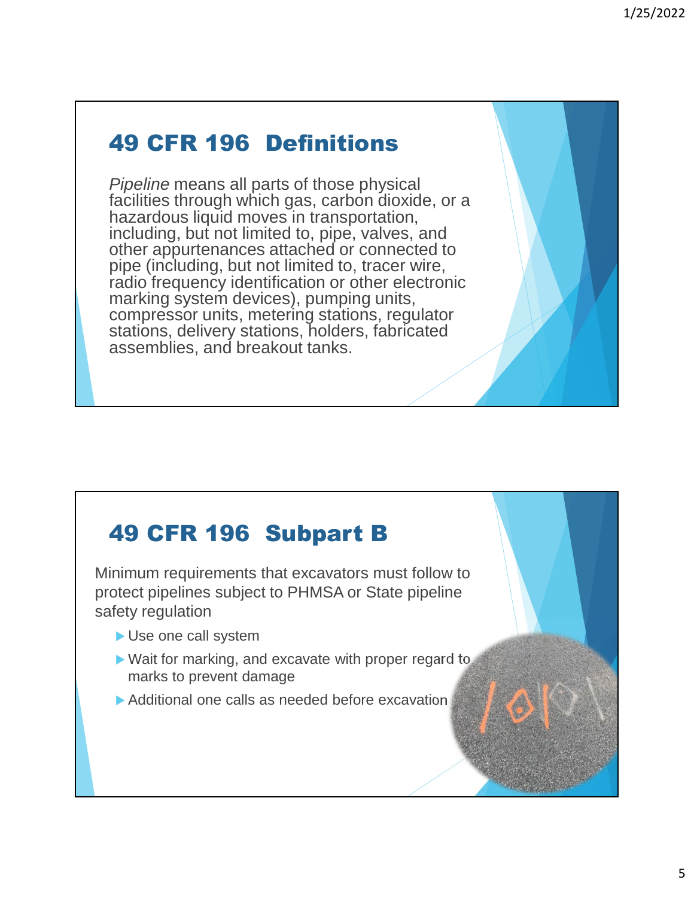## 49 CFR 196 Definitions

*Pipeline* means all parts of those physical facilities through which gas, carbon dioxide, or a hazardous liquid moves in transportation, including, but not limited to, pipe, valves, and other appurtenances attached or connected to pipe (including, but not limited to, tracer wire, radio frequency identification or other electronic marking system devices), pumping units, compressor units, metering stations, regulator stations, delivery stations, holders, fabricated assemblies, and breakout tanks.

## 49 CFR 196 Subpart B

Minimum requirements that excavators must follow to protect pipelines subject to PHMSA or State pipeline safety regulation

- Use one call system
- Wait for marking, and excavate with proper regard to marks to prevent damage
- Additional one calls as needed before excavation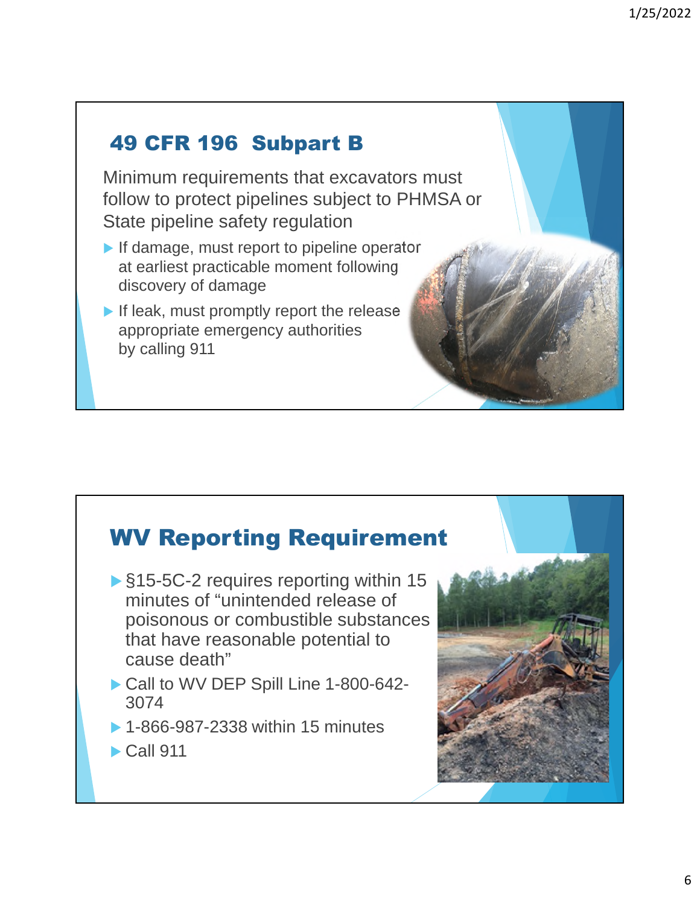## 49 CFR 196 Subpart B

Minimum requirements that excavators must follow to protect pipelines subject to PHMSA or State pipeline safety regulation

- If damage, must report to pipeline operator at earliest practicable moment following discovery of damage
- If leak, must promptly report the release appropriate emergency authorities by calling 911

## WV Reporting Requirement

- §15-5C-2 requires reporting within 15 minutes of "unintended release of poisonous or combustible substances that have reasonable potential to cause death"
- Call to WV DEP Spill Line 1-800-642-3074
- 1-866-987-2338 within 15 minutes
- Call 911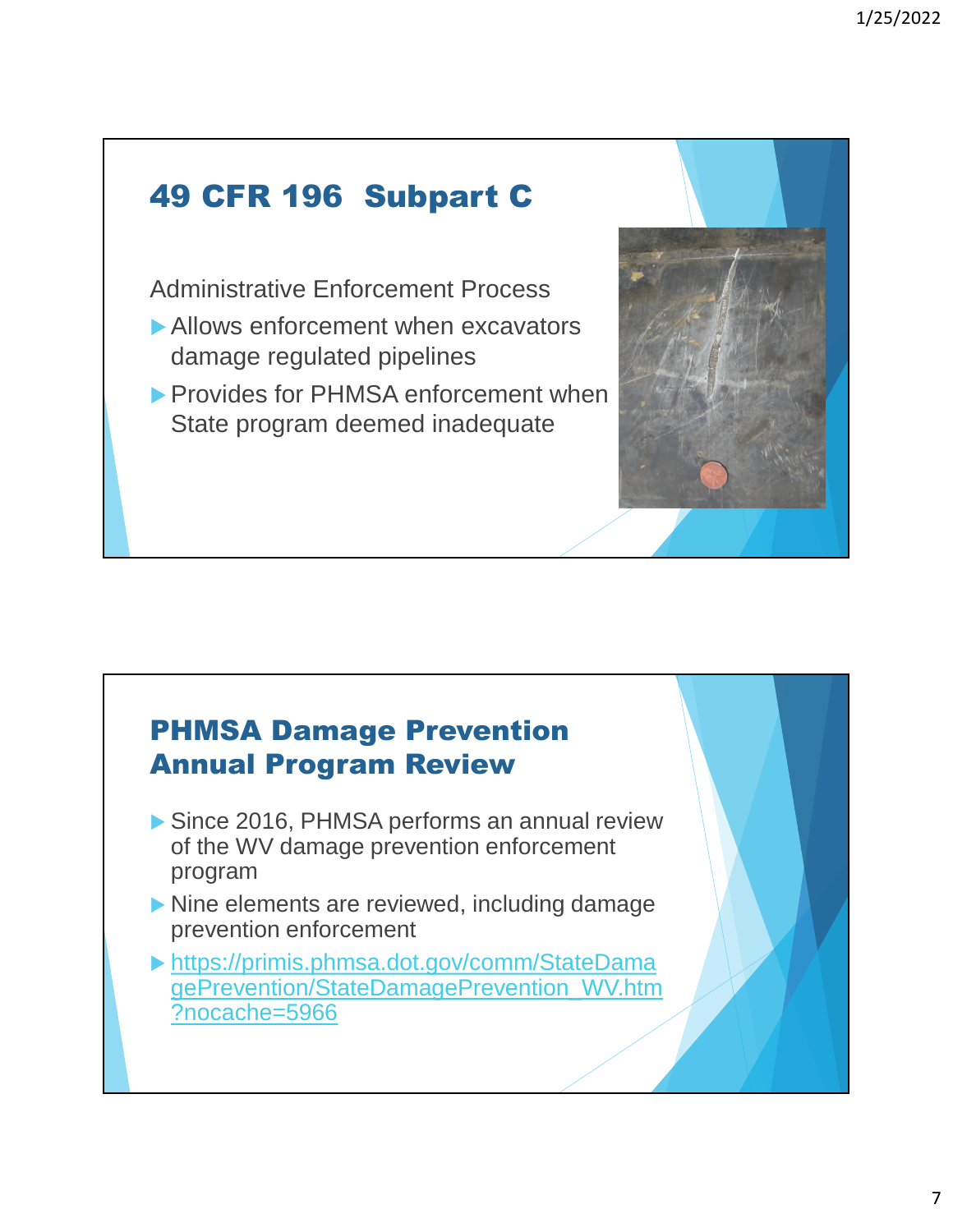## 49 CFR 196 Subpart C

Administrative Enforcement Process

- Allows enforcement when excavators damage regulated pipelines
- Provides for PHMSA enforcement when State program deemed inadequate

## PHMSA Damage Prevention Annual Program Review

- Since 2016, PHMSA performs an annual review of the WV damage prevention enforcement program
- Nine elements are reviewed, including damage prevention enforcement
- https://primis.phmsa.dot.gov/comm/StateDamagePrevention/StateDamagePrevention_WV.htm?nocache=5966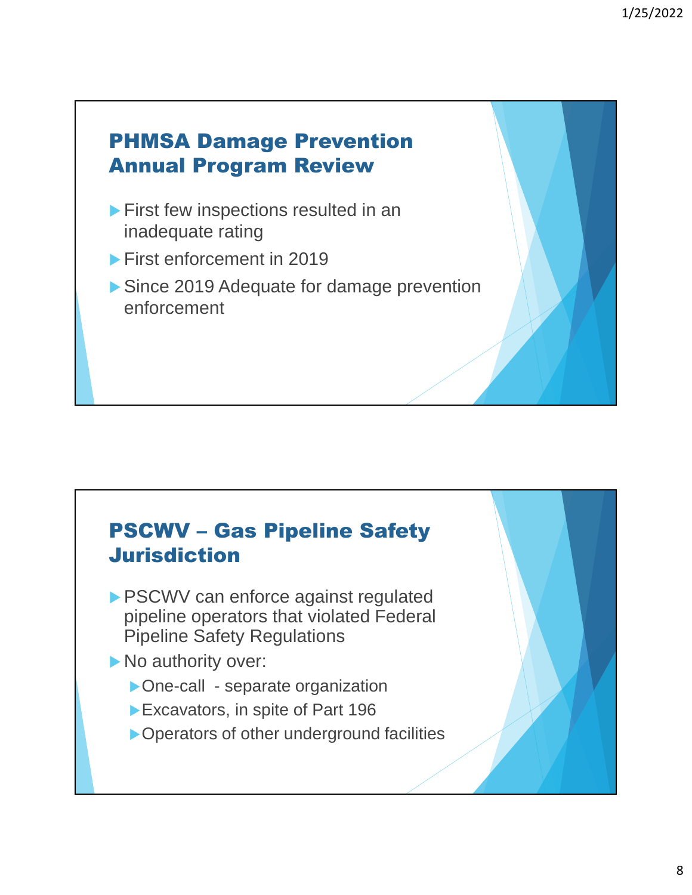## PHMSA Damage Prevention Annual Program Review

- First few inspections resulted in an inadequate rating
- First enforcement in 2019
- Since 2019 Adequate for damage prevention enforcement

## PSCWV – Gas Pipeline Safety Jurisdiction

- PSCWV can enforce against regulated pipeline operators that violated Federal Pipeline Safety Regulations
- No authority over:
  - One-call - separate organization
  - Excavators, in spite of Part 196
  - Operators of other underground facilities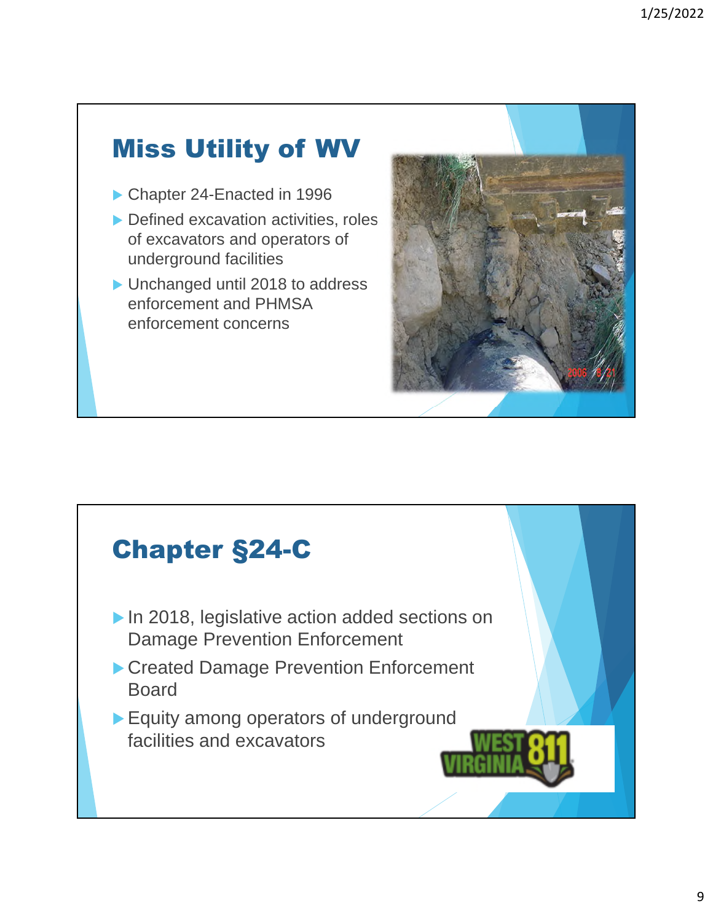## Miss Utility of WV

- Chapter 24-Enacted in 1996
- Defined excavation activities, roles of excavators and operators of underground facilities
- Unchanged until 2018 to address enforcement and PHMSA enforcement concerns

## Chapter §24-C

- In 2018, legislative action added sections on Damage Prevention Enforcement
- Created Damage Prevention Enforcement Board
- Equity among operators of underground facilities and excavators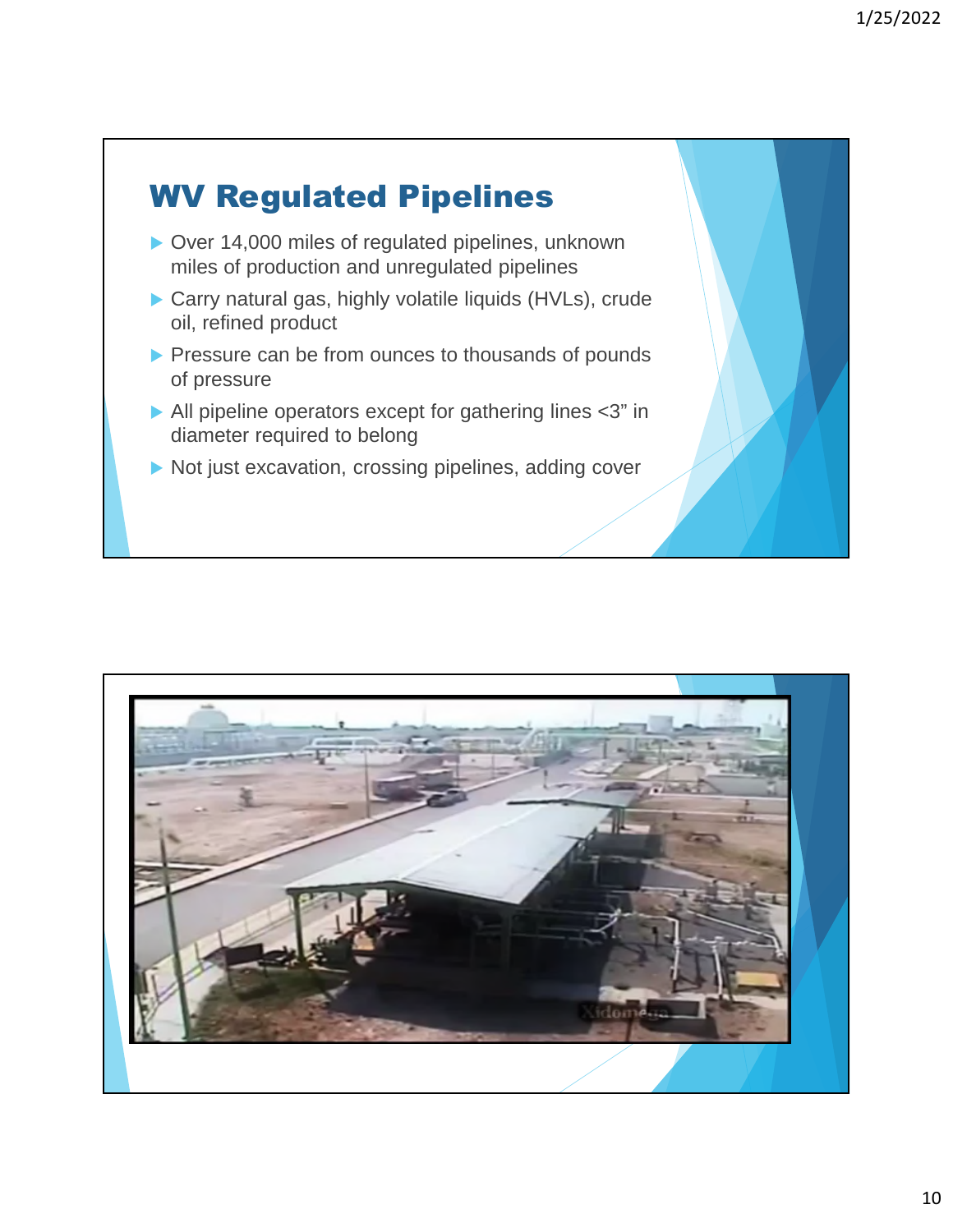## WV Regulated Pipelines

- Over 14,000 miles of regulated pipelines, unknown miles of production and unregulated pipelines
- Carry natural gas, highly volatile liquids (HVLs), crude oil, refined product
- Pressure can be from ounces to thousands of pounds of pressure
- All pipeline operators except for gathering lines <3" in diameter required to belong
- Not just excavation, crossing pipelines, adding cover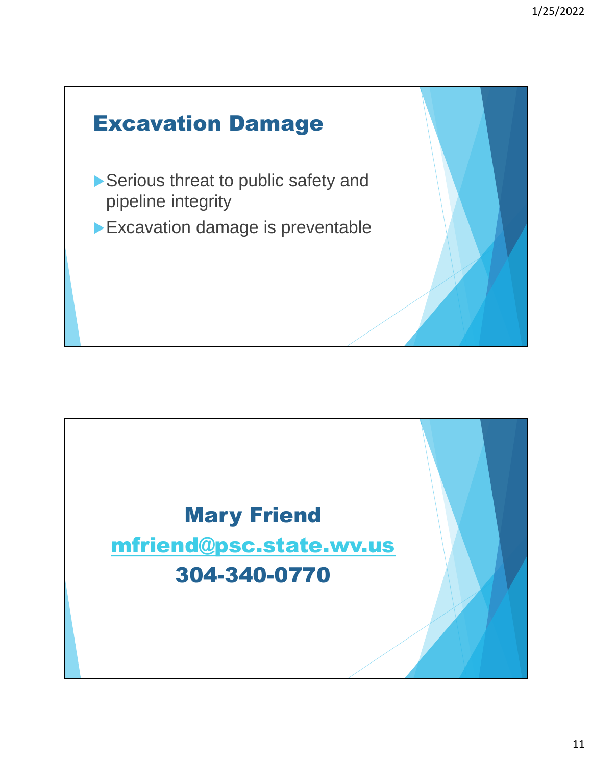## Excavation Damage

- Serious threat to public safety and pipeline integrity
- Excavation damage is preventable

**Mary Friend**

**mfriend@psc.state.wv.us**

**304-340-0770**